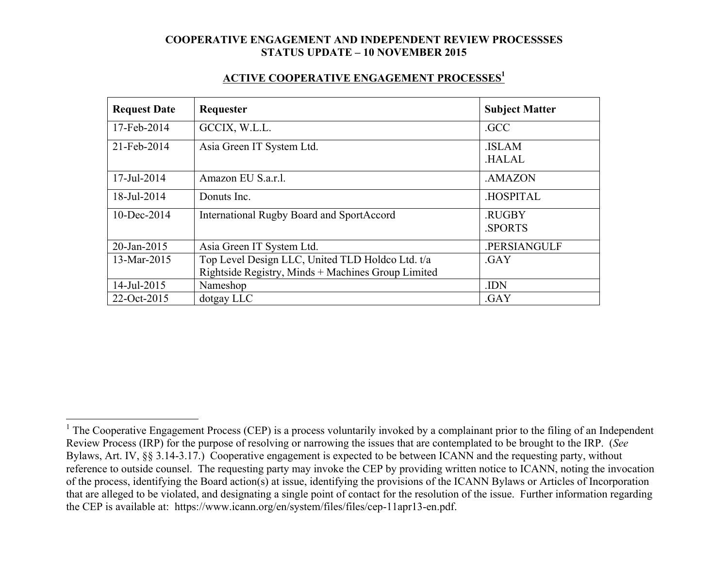# COOPERATIVE ENGAGEMENT AND INDEPENDENT REVIEW PROCESSSES
# STATUS UPDATE – 10 NOVEMBER 2015

## ACTIVE COOPERATIVE ENGAGEMENT PROCESSES[1]

| Request Date | Requester | Subject Matter |
|---|---|---|
| 17-Feb-2014 | GCCIX, W.L.L. | .GCC |
| 21-Feb-2014 | Asia Green IT System Ltd. | .ISLAM<br>.HALAL |
| 17-Jul-2014 | Amazon EU S.a.r.l. | .AMAZON |
| 18-Jul-2014 | Donuts Inc. | .HOSPITAL |
| 10-Dec-2014 | International Rugby Board and SportAccord | .RUGBY<br>.SPORTS |
| 20-Jan-2015 | Asia Green IT System Ltd. | .PERSIANGULF |
| 13-Mar-2015 | Top Level Design LLC, United TLD Holdco Ltd. t/a Rightside Registry, Minds + Machines Group Limited | .GAY |
| 14-Jul-2015 | Nameshop | .IDN |
| 22-Oct-2015 | dotgay LLC | .GAY |

---

[1] The Cooperative Engagement Process (CEP) is a process voluntarily invoked by a complainant prior to the filing of an Independent Review Process (IRP) for the purpose of resolving or narrowing the issues that are contemplated to be brought to the IRP. (*See* Bylaws, Art. IV, §§ 3.14-3.17.) Cooperative engagement is expected to be between ICANN and the requesting party, without reference to outside counsel. The requesting party may invoke the CEP by providing written notice to ICANN, noting the invocation of the process, identifying the Board action(s) at issue, identifying the provisions of the ICANN Bylaws or Articles of Incorporation that are alleged to be violated, and designating a single point of contact for the resolution of the issue. Further information regarding the CEP is available at: https://www.icann.org/en/system/files/files/cep-11apr13-en.pdf.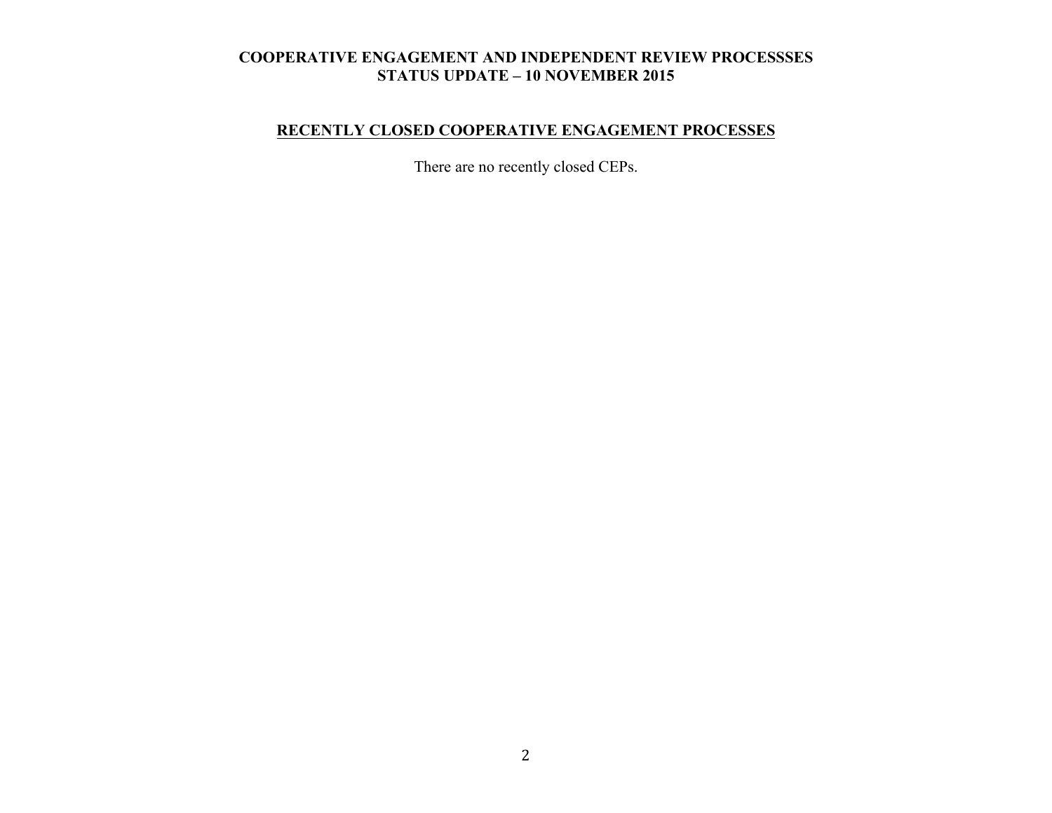## RECENTLY CLOSED COOPERATIVE ENGAGEMENT PROCESSES

There are no recently closed CEPs.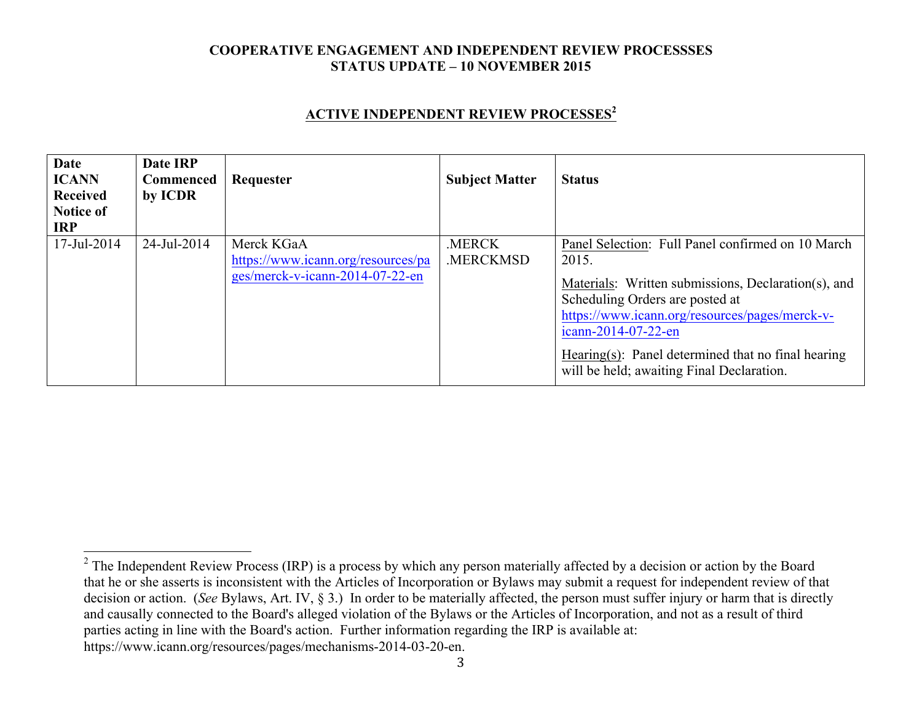**COOPERATIVE ENGAGEMENT AND INDEPENDENT REVIEW PROCESSSES**
**STATUS UPDATE – 10 NOVEMBER 2015**

## ACTIVE INDEPENDENT REVIEW PROCESSES[2]

| Date ICANN Received Notice of IRP | Date IRP Commenced by ICDR | Requester | Subject Matter | Status |
|---|---|---|---|---|
| 17-Jul-2014 | 24-Jul-2014 | Merck KGaA https://www.icann.org/resources/pages/merck-v-icann-2014-07-22-en | .MERCK .MERCKMSD | Panel Selection: Full Panel confirmed on 10 March 2015. Materials: Written submissions, Declaration(s), and Scheduling Orders are posted at https://www.icann.org/resources/pages/merck-v-icann-2014-07-22-en Hearing(s): Panel determined that no final hearing will be held; awaiting Final Declaration. |

[2] The Independent Review Process (IRP) is a process by which any person materially affected by a decision or action by the Board that he or she asserts is inconsistent with the Articles of Incorporation or Bylaws may submit a request for independent review of that decision or action. (*See* Bylaws, Art. IV, § 3.) In order to be materially affected, the person must suffer injury or harm that is directly and causally connected to the Board's alleged violation of the Bylaws or the Articles of Incorporation, and not as a result of third parties acting in line with the Board's action. Further information regarding the IRP is available at: https://www.icann.org/resources/pages/mechanisms-2014-03-20-en.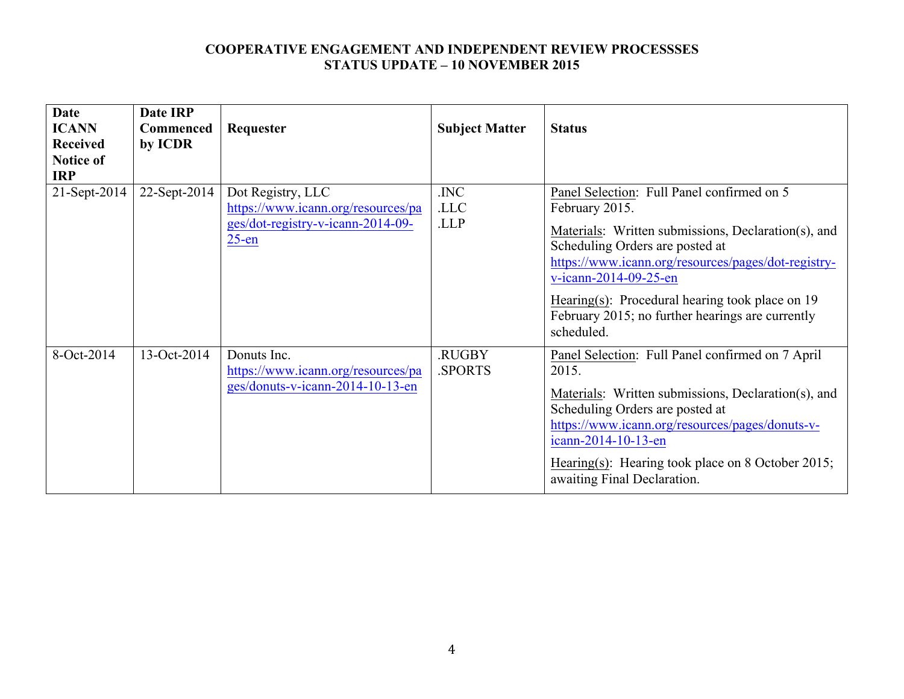**COOPERATIVE ENGAGEMENT AND INDEPENDENT REVIEW PROCESSSES**
**STATUS UPDATE – 10 NOVEMBER 2015**

| Date ICANN Received Notice of IRP | Date IRP Commenced by ICDR | Requester | Subject Matter | Status |
|---|---|---|---|---|
| 21-Sept-2014 | 22-Sept-2014 | Dot Registry, LLC https://www.icann.org/resources/pages/dot-registry-v-icann-2014-09-25-en | .INC<br>.LLC<br>.LLP | Panel Selection: Full Panel confirmed on 5 February 2015.<br><br>Materials: Written submissions, Declaration(s), and Scheduling Orders are posted at https://www.icann.org/resources/pages/dot-registry-v-icann-2014-09-25-en<br><br>Hearing(s): Procedural hearing took place on 19 February 2015; no further hearings are currently scheduled. |
| 8-Oct-2014 | 13-Oct-2014 | Donuts Inc. https://www.icann.org/resources/pages/donuts-v-icann-2014-10-13-en | .RUGBY<br>.SPORTS | Panel Selection: Full Panel confirmed on 7 April 2015.<br><br>Materials: Written submissions, Declaration(s), and Scheduling Orders are posted at https://www.icann.org/resources/pages/donuts-v-icann-2014-10-13-en<br><br>Hearing(s): Hearing took place on 8 October 2015; awaiting Final Declaration. |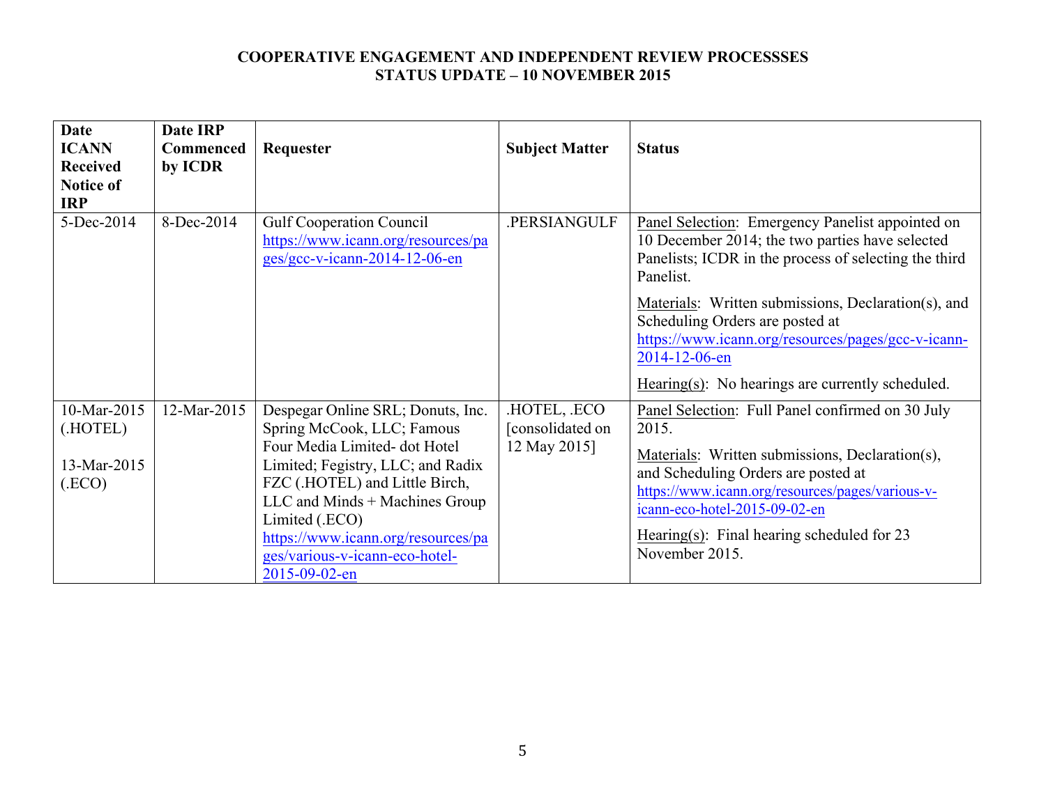**COOPERATIVE ENGAGEMENT AND INDEPENDENT REVIEW PROCESSSES**
**STATUS UPDATE – 10 NOVEMBER 2015**

| Date ICANN Received Notice of IRP | Date IRP Commenced by ICDR | Requester | Subject Matter | Status |
|---|---|---|---|---|
| 5-Dec-2014 | 8-Dec-2014 | Gulf Cooperation Council https://www.icann.org/resources/pages/gcc-v-icann-2014-12-06-en | .PERSIANGULF | Panel Selection: Emergency Panelist appointed on 10 December 2014; the two parties have selected Panelists; ICDR in the process of selecting the third Panelist.<br><br>Materials: Written submissions, Declaration(s), and Scheduling Orders are posted at https://www.icann.org/resources/pages/gcc-v-icann-2014-12-06-en<br><br>Hearing(s): No hearings are currently scheduled. |
| 10-Mar-2015 (.HOTEL)<br><br>13-Mar-2015 (.ECO) | 12-Mar-2015 | Despegar Online SRL; Donuts, Inc. Spring McCook, LLC; Famous Four Media Limited- dot Hotel Limited; Fegistry, LLC; and Radix FZC (.HOTEL) and Little Birch, LLC and Minds + Machines Group Limited (.ECO) https://www.icann.org/resources/pages/various-v-icann-eco-hotel-2015-09-02-en | .HOTEL, .ECO [consolidated on 12 May 2015] | Panel Selection: Full Panel confirmed on 30 July 2015.<br><br>Materials: Written submissions, Declaration(s), and Scheduling Orders are posted at https://www.icann.org/resources/pages/various-v-icann-eco-hotel-2015-09-02-en<br><br>Hearing(s): Final hearing scheduled for 23 November 2015. |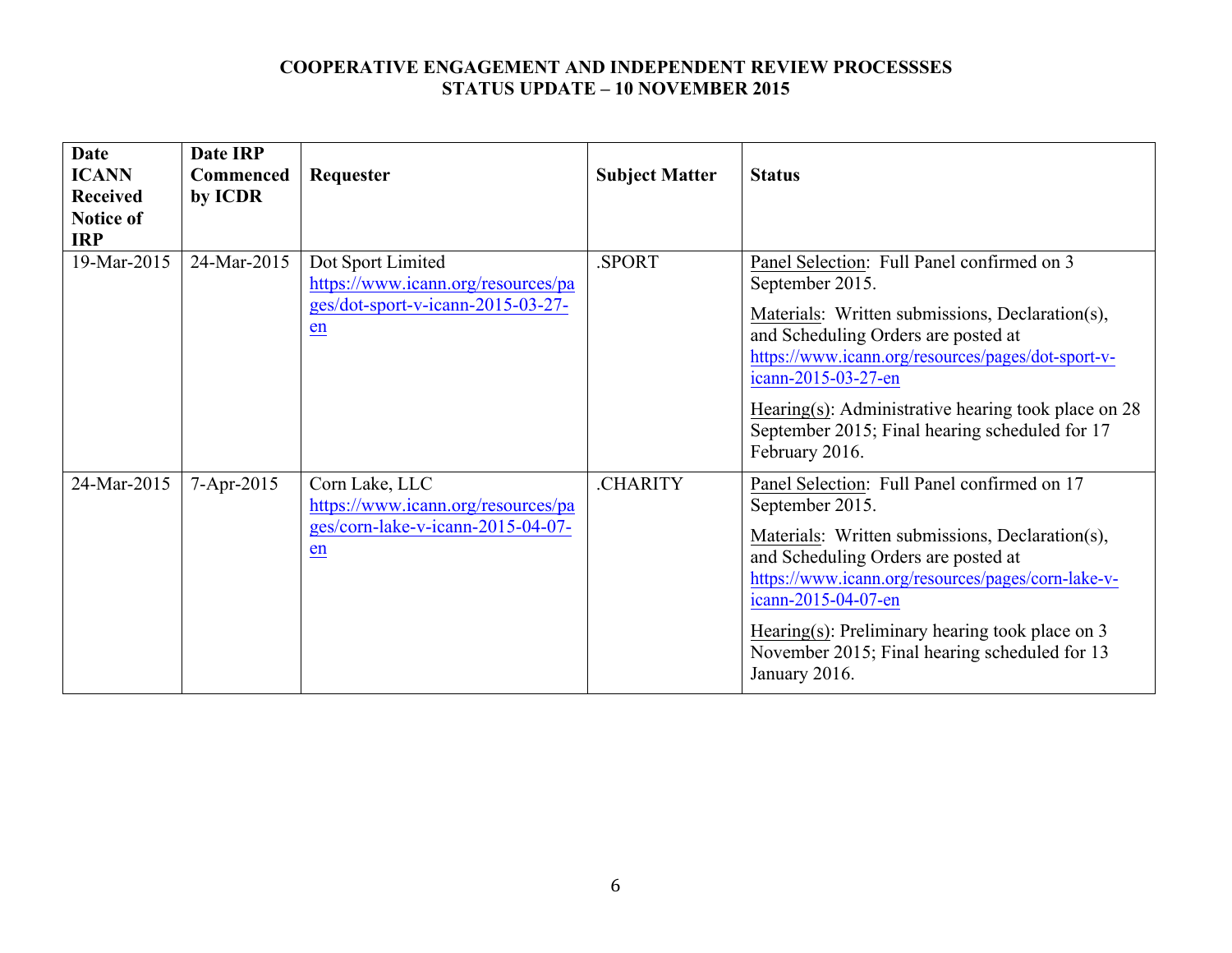**COOPERATIVE ENGAGEMENT AND INDEPENDENT REVIEW PROCESSSES**
**STATUS UPDATE – 10 NOVEMBER 2015**

| Date ICANN Received Notice of IRP | Date IRP Commenced by ICDR | Requester | Subject Matter | Status |
|---|---|---|---|---|
| 19-Mar-2015 | 24-Mar-2015 | Dot Sport Limited https://www.icann.org/resources/pages/dot-sport-v-icann-2015-03-27-en | .SPORT | Panel Selection: Full Panel confirmed on 3 September 2015.<br><br>Materials: Written submissions, Declaration(s), and Scheduling Orders are posted at https://www.icann.org/resources/pages/dot-sport-v-icann-2015-03-27-en<br><br>Hearing(s): Administrative hearing took place on 28 September 2015; Final hearing scheduled for 17 February 2016. |
| 24-Mar-2015 | 7-Apr-2015 | Corn Lake, LLC https://www.icann.org/resources/pages/corn-lake-v-icann-2015-04-07-en | .CHARITY | Panel Selection: Full Panel confirmed on 17 September 2015.<br><br>Materials: Written submissions, Declaration(s), and Scheduling Orders are posted at https://www.icann.org/resources/pages/corn-lake-v-icann-2015-04-07-en<br><br>Hearing(s): Preliminary hearing took place on 3 November 2015; Final hearing scheduled for 13 January 2016. |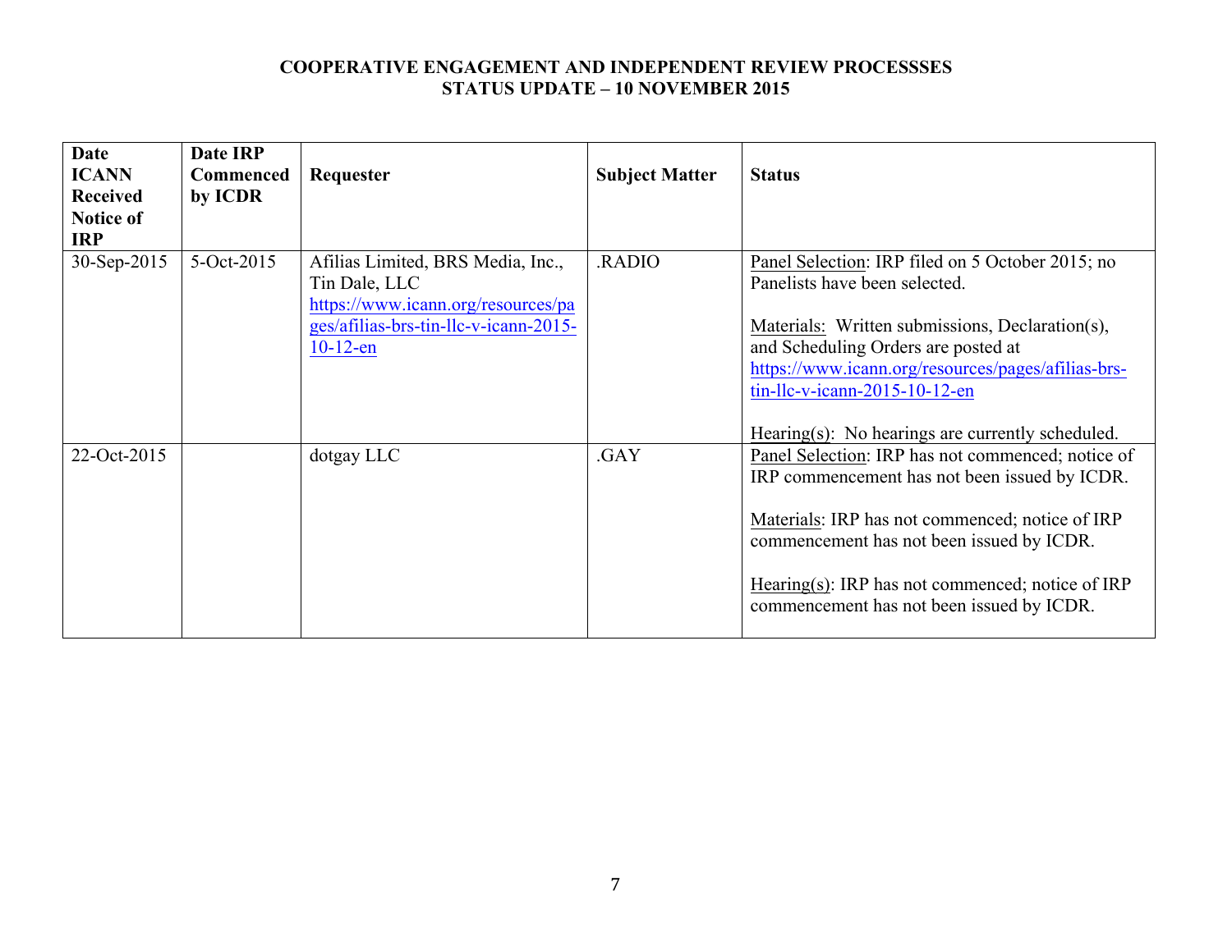**COOPERATIVE ENGAGEMENT AND INDEPENDENT REVIEW PROCESSSES**
**STATUS UPDATE – 10 NOVEMBER 2015**

| Date ICANN Received Notice of IRP | Date IRP Commenced by ICDR | Requester | Subject Matter | Status |
|---|---|---|---|---|
| 30-Sep-2015 | 5-Oct-2015 | Afilias Limited, BRS Media, Inc., Tin Dale, LLC https://www.icann.org/resources/pages/afilias-brs-tin-llc-v-icann-2015-10-12-en | .RADIO | Panel Selection: IRP filed on 5 October 2015; no Panelists have been selected.<br><br>Materials: Written submissions, Declaration(s), and Scheduling Orders are posted at https://www.icann.org/resources/pages/afilias-brs-tin-llc-v-icann-2015-10-12-en<br><br>Hearing(s): No hearings are currently scheduled. |
| 22-Oct-2015 | | dotgay LLC | .GAY | Panel Selection: IRP has not commenced; notice of IRP commencement has not been issued by ICDR.<br><br>Materials: IRP has not commenced; notice of IRP commencement has not been issued by ICDR.<br><br>Hearing(s): IRP has not commenced; notice of IRP commencement has not been issued by ICDR. |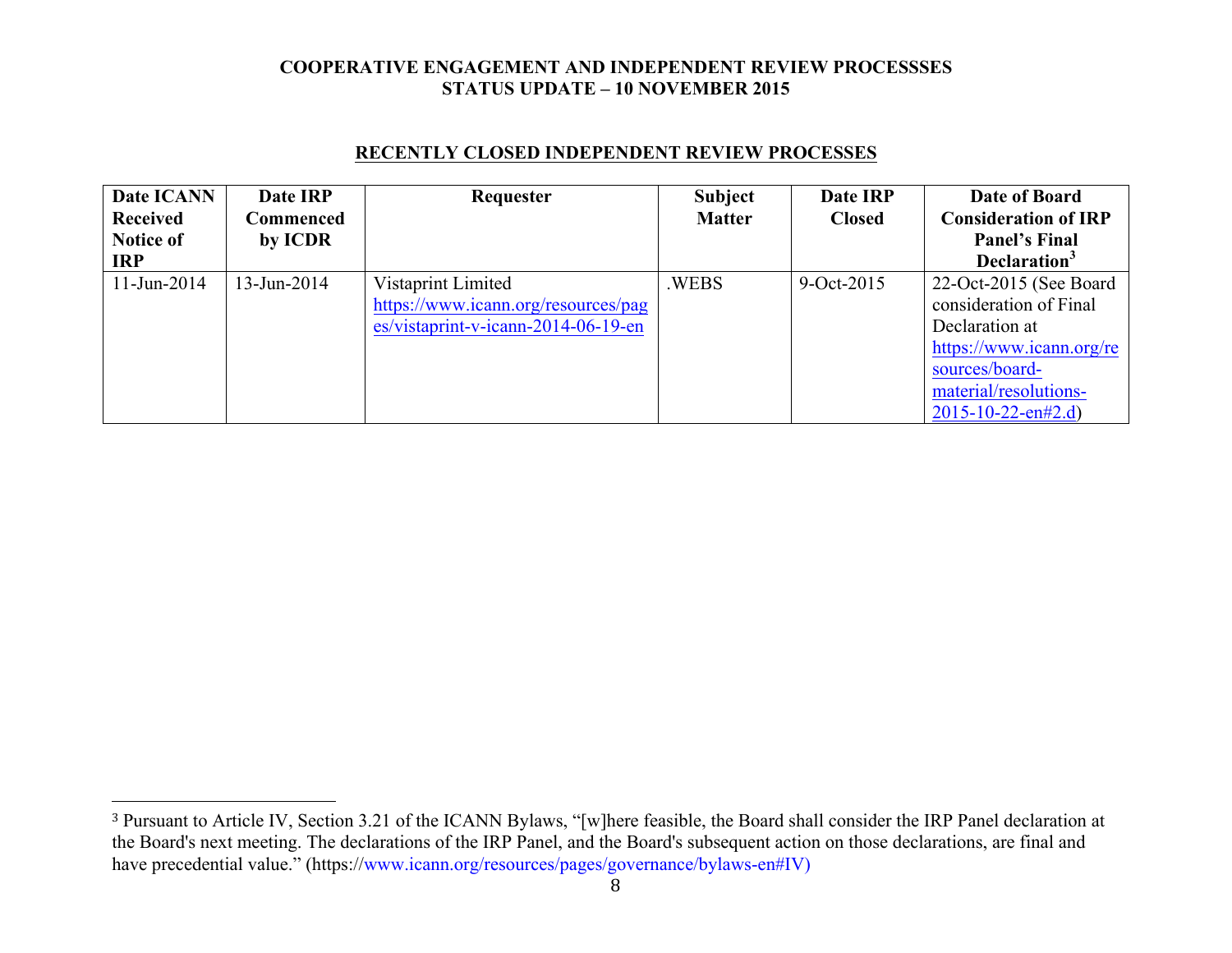**COOPERATIVE ENGAGEMENT AND INDEPENDENT REVIEW PROCESSSES**
**STATUS UPDATE – 10 NOVEMBER 2015**

## RECENTLY CLOSED INDEPENDENT REVIEW PROCESSES

| Date ICANN Received Notice of IRP | Date IRP Commenced by ICDR | Requester | Subject Matter | Date IRP Closed | Date of Board Consideration of IRP Panel's Final Declaration[3] |
|---|---|---|---|---|---|
| 11-Jun-2014 | 13-Jun-2014 | Vistaprint Limited https://www.icann.org/resources/pages/vistaprint-v-icann-2014-06-19-en | .WEBS | 9-Oct-2015 | 22-Oct-2015 (See Board consideration of Final Declaration at https://www.icann.org/resources/board-material/resolutions-2015-10-22-en#2.d) |

[3] Pursuant to Article IV, Section 3.21 of the ICANN Bylaws, "[w]here feasible, the Board shall consider the IRP Panel declaration at the Board's next meeting. The declarations of the IRP Panel, and the Board's subsequent action on those declarations, are final and have precedential value." (https://www.icann.org/resources/pages/governance/bylaws-en#IV)